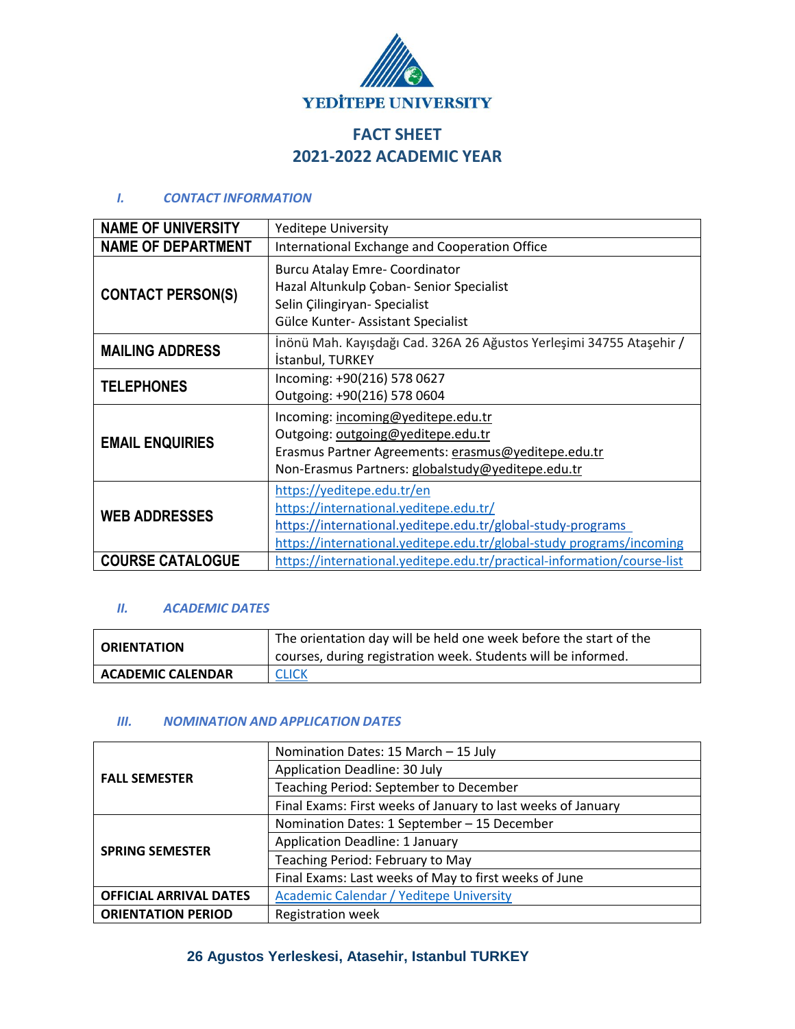YEDİTEPE UNIVERSITY

# FACT SHEET
# 2021-2022 ACADEMIC YEAR

## I. CONTACT INFORMATION

| | |
|---|---|
| **NAME OF UNIVERSITY** | Yeditepe University |
| **NAME OF DEPARTMENT** | International Exchange and Cooperation Office |
| **CONTACT PERSON(S)** | Burcu Atalay Emre- Coordinator<br>Hazal Altunkulp Çoban- Senior Specialist<br>Selin Çilingiryan- Specialist<br>Gülce Kunter- Assistant Specialist |
| **MAILING ADDRESS** | İnönü Mah. Kayışdağı Cad. 326A 26 Ağustos Yerleşimi 34755 Ataşehir / İstanbul, TURKEY |
| **TELEPHONES** | Incoming: +90(216) 578 0627<br>Outgoing: +90(216) 578 0604 |
| **EMAIL ENQUIRIES** | Incoming: incoming@yeditepe.edu.tr<br>Outgoing: outgoing@yeditepe.edu.tr<br>Erasmus Partner Agreements: erasmus@yeditepe.edu.tr<br>Non-Erasmus Partners: globalstudy@yeditepe.edu.tr |
| **WEB ADDRESSES** | https://yeditepe.edu.tr/en<br>https://international.yeditepe.edu.tr/<br>https://international.yeditepe.edu.tr/global-study-programs<br>https://international.yeditepe.edu.tr/global-study programs/incoming |
| **COURSE CATALOGUE** | https://international.yeditepe.edu.tr/practical-information/course-list |

## II. ACADEMIC DATES

| | |
|---|---|
| **ORIENTATION** | The orientation day will be held one week before the start of the courses, during registration week. Students will be informed. |
| **ACADEMIC CALENDAR** | CLICK |

## III. NOMINATION AND APPLICATION DATES

| | |
|---|---|
| **FALL SEMESTER** | Nomination Dates: 15 March – 15 July |
| | Application Deadline: 30 July |
| | Teaching Period: September to December |
| | Final Exams: First weeks of January to last weeks of January |
| **SPRING SEMESTER** | Nomination Dates: 1 September – 15 December |
| | Application Deadline: 1 January |
| | Teaching Period: February to May |
| | Final Exams: Last weeks of May to first weeks of June |
| **OFFICIAL ARRIVAL DATES** | Academic Calendar / Yeditepe University |
| **ORIENTATION PERIOD** | Registration week |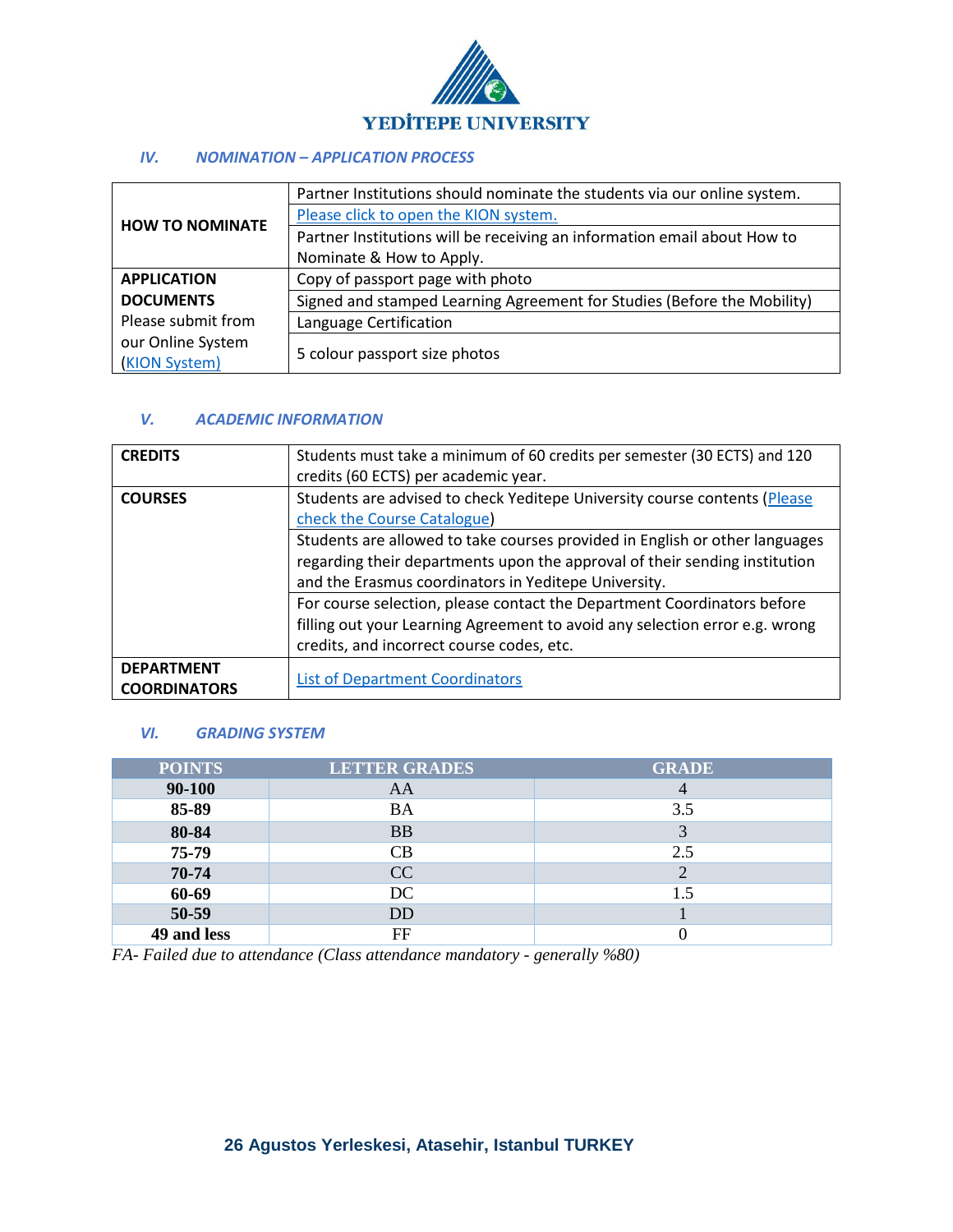## IV. NOMINATION – APPLICATION PROCESS

| | |
|---|---|
| **HOW TO NOMINATE** | Partner Institutions should nominate the students via our online system. |
| | Please click to open the KION system. |
| | Partner Institutions will be receiving an information email about How to Nominate & How to Apply. |
| **APPLICATION DOCUMENTS** Please submit from our Online System (KION System) | Copy of passport page with photo |
| | Signed and stamped Learning Agreement for Studies (Before the Mobility) |
| | Language Certification |
| | 5 colour passport size photos |

## V. ACADEMIC INFORMATION

| | |
|---|---|
| **CREDITS** | Students must take a minimum of 60 credits per semester (30 ECTS) and 120 credits (60 ECTS) per academic year. |
| **COURSES** | Students are advised to check Yeditepe University course contents (Please check the Course Catalogue) |
| | Students are allowed to take courses provided in English or other languages regarding their departments upon the approval of their sending institution and the Erasmus coordinators in Yeditepe University. |
| | For course selection, please contact the Department Coordinators before filling out your Learning Agreement to avoid any selection error e.g. wrong credits, and incorrect course codes, etc. |
| **DEPARTMENT COORDINATORS** | List of Department Coordinators |

## VI. GRADING SYSTEM

| POINTS | LETTER GRADES | GRADE |
|---|---|---|
| **90-100** | AA | 4 |
| **85-89** | BA | 3.5 |
| **80-84** | BB | 3 |
| **75-79** | CB | 2.5 |
| **70-74** | CC | 2 |
| **60-69** | DC | 1.5 |
| **50-59** | DD | 1 |
| **49 and less** | FF | 0 |

*FA- Failed due to attendance (Class attendance mandatory - generally %80)*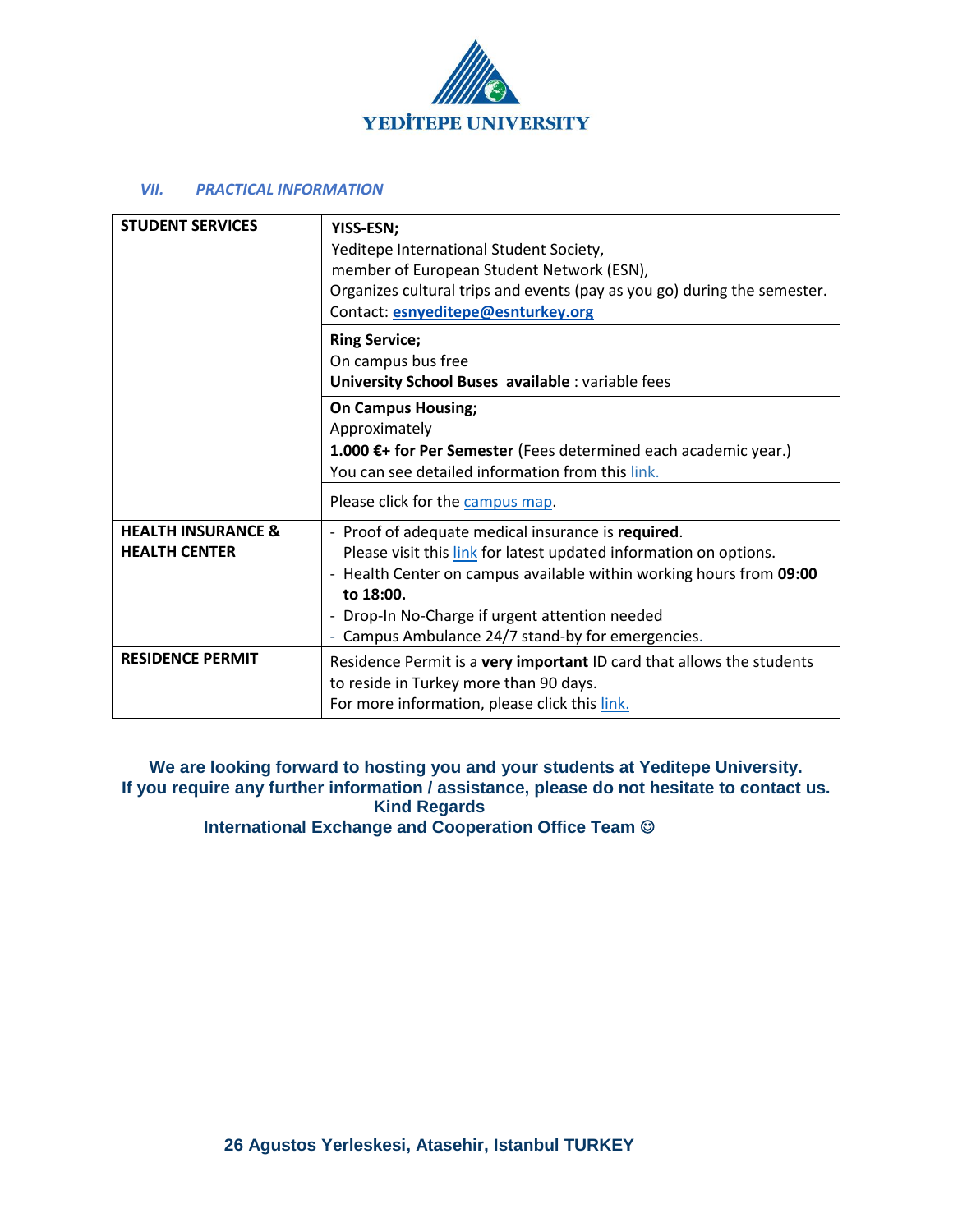YEDİTEPE UNIVERSITY

### *VII. PRACTICAL INFORMATION*

| | |
|---|---|
| **STUDENT SERVICES** | **YISS-ESN;**<br>Yeditepe International Student Society,<br>member of European Student Network (ESN),<br>Organizes cultural trips and events (pay as you go) during the semester.<br>Contact: **esnyeditepe@esnturkey.org** |
| | **Ring Service;**<br>On campus bus free<br>**University School Buses available** : variable fees |
| | **On Campus Housing;**<br>Approximately<br>**1.000 €+ for Per Semester** (Fees determined each academic year.)<br>You can see detailed information from this link. |
| | Please click for the campus map. |
| **HEALTH INSURANCE & HEALTH CENTER** | - Proof of adequate medical insurance is **required**.<br>Please visit this link for latest updated information on options.<br>- Health Center on campus available within working hours from **09:00 to 18:00.**<br>- Drop-In No-Charge if urgent attention needed<br>- Campus Ambulance 24/7 stand-by for emergencies. |
| **RESIDENCE PERMIT** | Residence Permit is a **very important** ID card that allows the students to reside in Turkey more than 90 days.<br>For more information, please click this link. |

**We are looking forward to hosting you and your students at Yeditepe University.**
**If you require any further information / assistance, please do not hesitate to contact us.**
**Kind Regards**
**International Exchange and Cooperation Office Team ☺**

**26 Agustos Yerleskesi, Atasehir, Istanbul TURKEY**